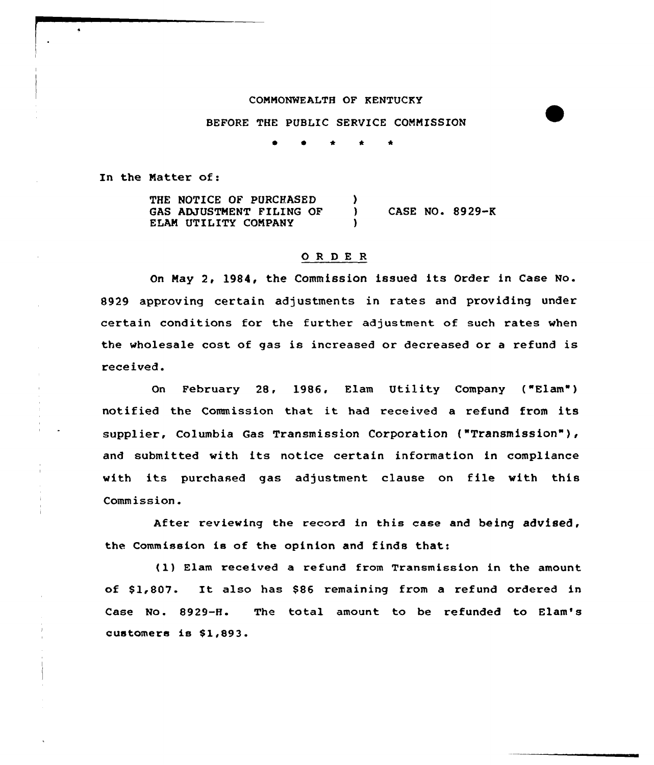COMMONWEALTH OF KENTUCKY

BEFORE THE PUBLIC SERVICE COMMISSION

\* \* \* \* \*

In the Matter of:

| | | |
|---|---|---|
| THE NOTICE OF PURCHASED GAS ADJUSTMENT FILING OF ELAM UTILITY COMPANY | ) ) ) | CASE NO. 8929-K |

## O R D E R

On May 2, 1984, the Commission issued its Order in Case No. 8929 approving certain adjustments in rates and providing under certain conditions for the further adjustment of such rates when the wholesale cost of gas is increased or decreased or a refund is received.

On February 28, 1986, Elam Utility Company ("Elam") notified the Commission that it had received a refund from its supplier, Columbia Gas Transmission Corporation ("Transmission"), and submitted with its notice certain information in compliance with its purchased gas adjustment clause on file with this Commission.

After reviewing the record in this case and being advised, the Commission is of the opinion and finds that:

(1) Elam received a refund from Transmission in the amount of $1,807. It also has $86 remaining from a refund ordered in Case No. 8929-H. The total amount to be refunded to Elam's customers is $1,893.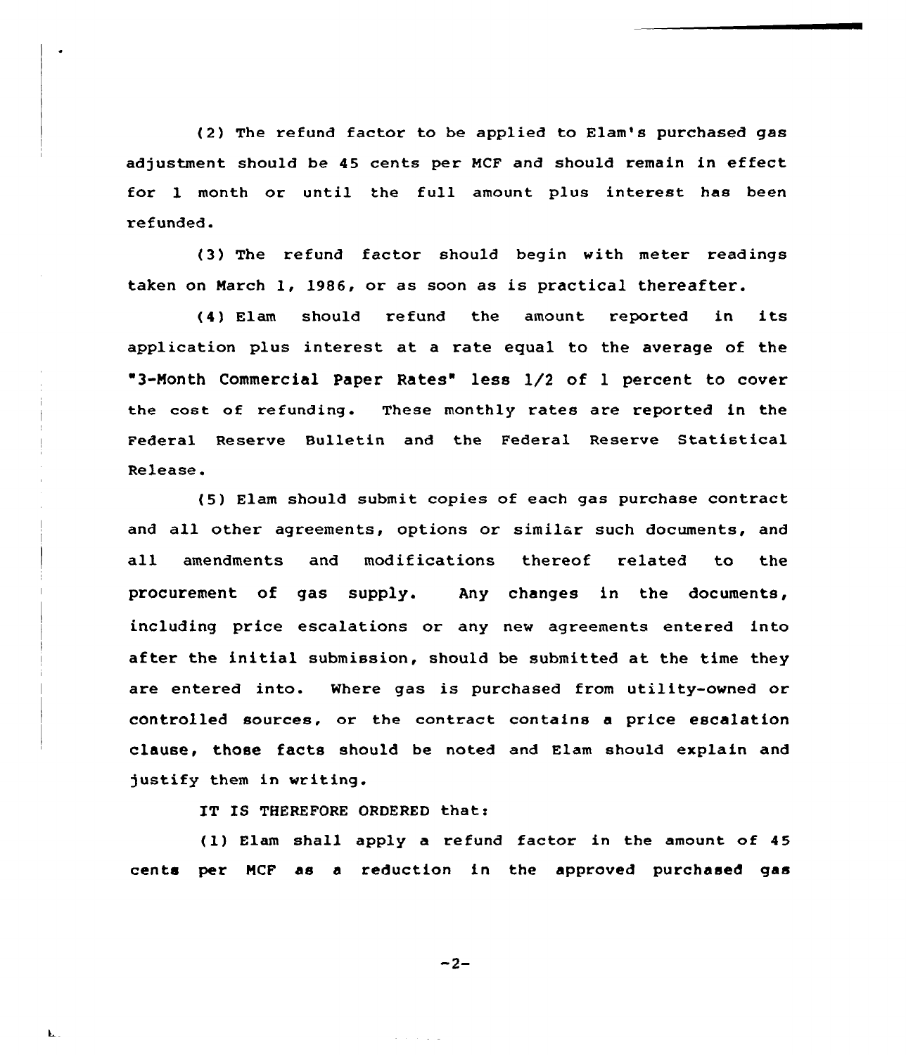(2) The refund factor to be applied to Elam's purchased gas adjustment should be 45 cents per MCF and should remain in effect for 1 month or until the full amount plus interest has been refunded.

(3) The refund factor should begin with meter readings taken on March 1, 1986, or as soon as is practical thereafter.

(4) Elam should refund the amount reported in its application plus interest at a rate equal to the average of the "3-Month Commercial Paper Rates" less 1/2 of 1 percent to cover the cost of refunding. These monthly rates are reported in the Federal Reserve Bulletin and the Federal Reserve Statistical Release.

(5) Elam should submit copies of each gas purchase contract and all other agreements, options or similar such documents, and all amendments and modifications thereof related to the procurement of gas supply. Any changes in the documents, including price escalations or any new agreements entered into after the initial submission, should be submitted at the time they are entered into. Where gas is purchased from utility-owned or controlled sources, or the contract contains a price escalation clause, those facts should be noted and Elam should explain and justify them in writing.

IT IS THEREFORE ORDERED that:

(1) Elam shall apply a refund factor in the amount of 45 cents per MCF as a reduction in the approved purchased gas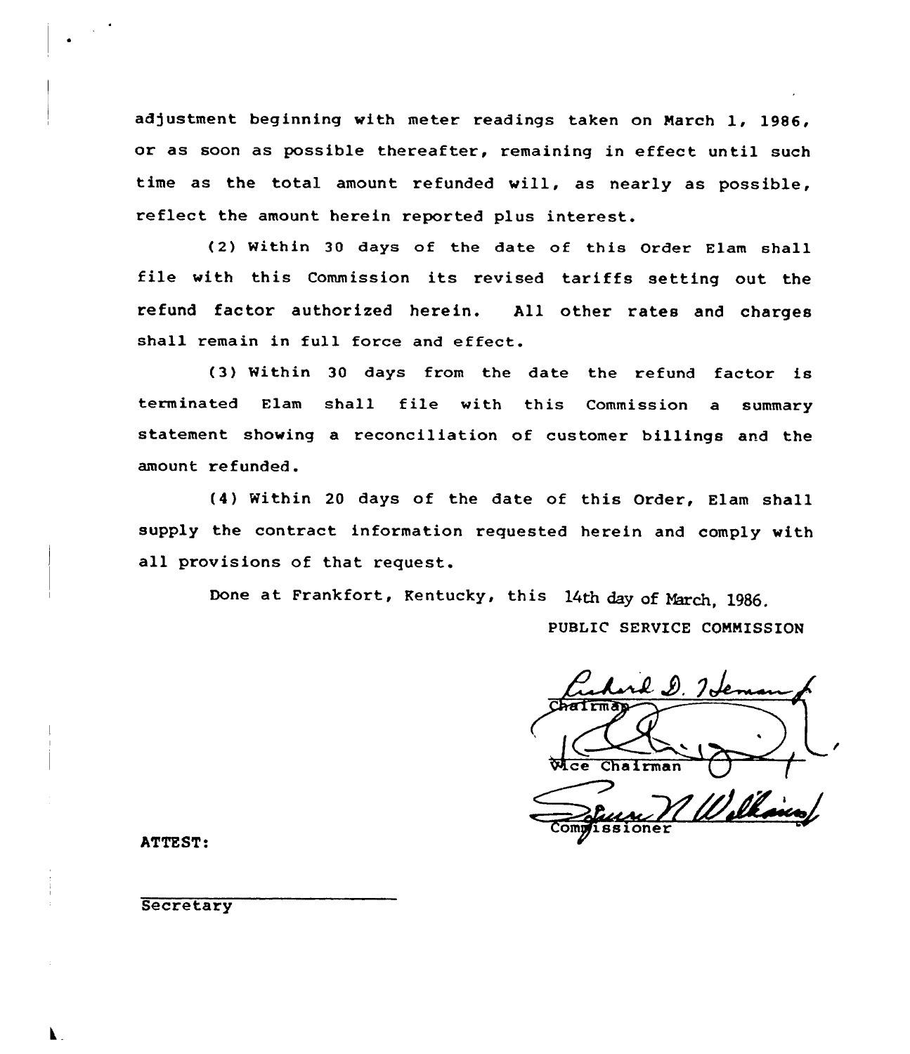adjustment beginning with meter readings taken on March 1, 1986, or as soon as possible thereafter, remaining in effect until such time as the total amount refunded will, as nearly as possible, reflect the amount herein reported plus interest.

(2) Within 30 days of the date of this Order Elam shall file with this Commission its revised tariffs setting out the refund factor authorized herein. All other rates and charges shall remain in full force and effect.

(3) Within 30 days from the date the refund factor is terminated Elam shall file with this Commission a summary statement showing a reconciliation of customer billings and the amount refunded.

(4) Within 20 days of the date of this Order, Elam shall supply the contract information requested herein and comply with all provisions of that request.

Done at Frankfort, Kentucky, this 14th day of March, 1986.

PUBLIC SERVICE COMMISSION

Chairman

Vice Chairman

Commissioner

ATTEST:

Secretary